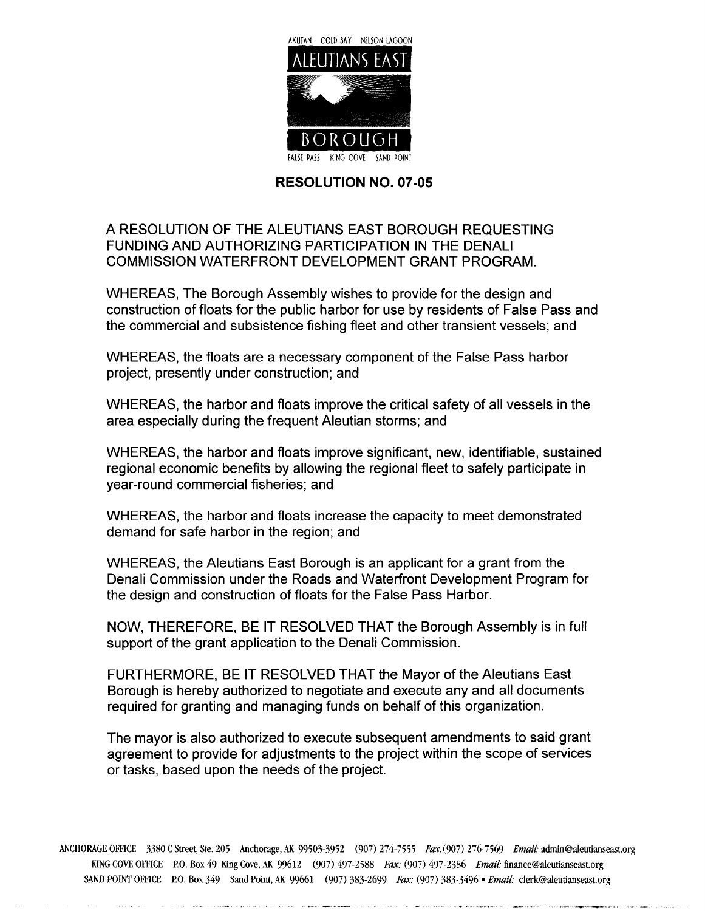AKUTAN COLD BAY NELSON LAGOON

ALEUTIANS EAST

BOROUGH

FALSE PASS KING COVE SAND POINT

## RESOLUTION NO. 07-05

A RESOLUTION OF THE ALEUTIANS EAST BOROUGH REQUESTING FUNDING AND AUTHORIZING PARTICIPATION IN THE DENALI COMMISSION WATERFRONT DEVELOPMENT GRANT PROGRAM.

WHEREAS, The Borough Assembly wishes to provide for the design and construction of floats for the public harbor for use by residents of False Pass and the commercial and subsistence fishing fleet and other transient vessels; and

WHEREAS, the floats are a necessary component of the False Pass harbor project, presently under construction; and

WHEREAS, the harbor and floats improve the critical safety of all vessels in the area especially during the frequent Aleutian storms; and

WHEREAS, the harbor and floats improve significant, new, identifiable, sustained regional economic benefits by allowing the regional fleet to safely participate in year-round commercial fisheries; and

WHEREAS, the harbor and floats increase the capacity to meet demonstrated demand for safe harbor in the region; and

WHEREAS, the Aleutians East Borough is an applicant for a grant from the Denali Commission under the Roads and Waterfront Development Program for the design and construction of floats for the False Pass Harbor.

NOW, THEREFORE, BE IT RESOLVED THAT the Borough Assembly is in full support of the grant application to the Denali Commission.

FURTHERMORE, BE IT RESOLVED THAT the Mayor of the Aleutians East Borough is hereby authorized to negotiate and execute any and all documents required for granting and managing funds on behalf of this organization.

The mayor is also authorized to execute subsequent amendments to said grant agreement to provide for adjustments to the project within the scope of services or tasks, based upon the needs of the project.

ANCHORAGE OFFICE 3380 C Street, Ste. 205 Anchorage, AK 99503-3952 (907) 274-7555 *Fax:* (907) 276-7569 *Email:* admin@aleutianseast.org
KING COVE OFFICE P.O. Box 49 King Cove, AK 99612 (907) 497-2588 *Fax:* (907) 497-2386 *Email:* finance@aleutianseast.org
SAND POINT OFFICE P.O. Box 349 Sand Point, AK 99661 (907) 383-2699 *Fax:* (907) 383-3496 • *Email:* clerk@aleutianseast.org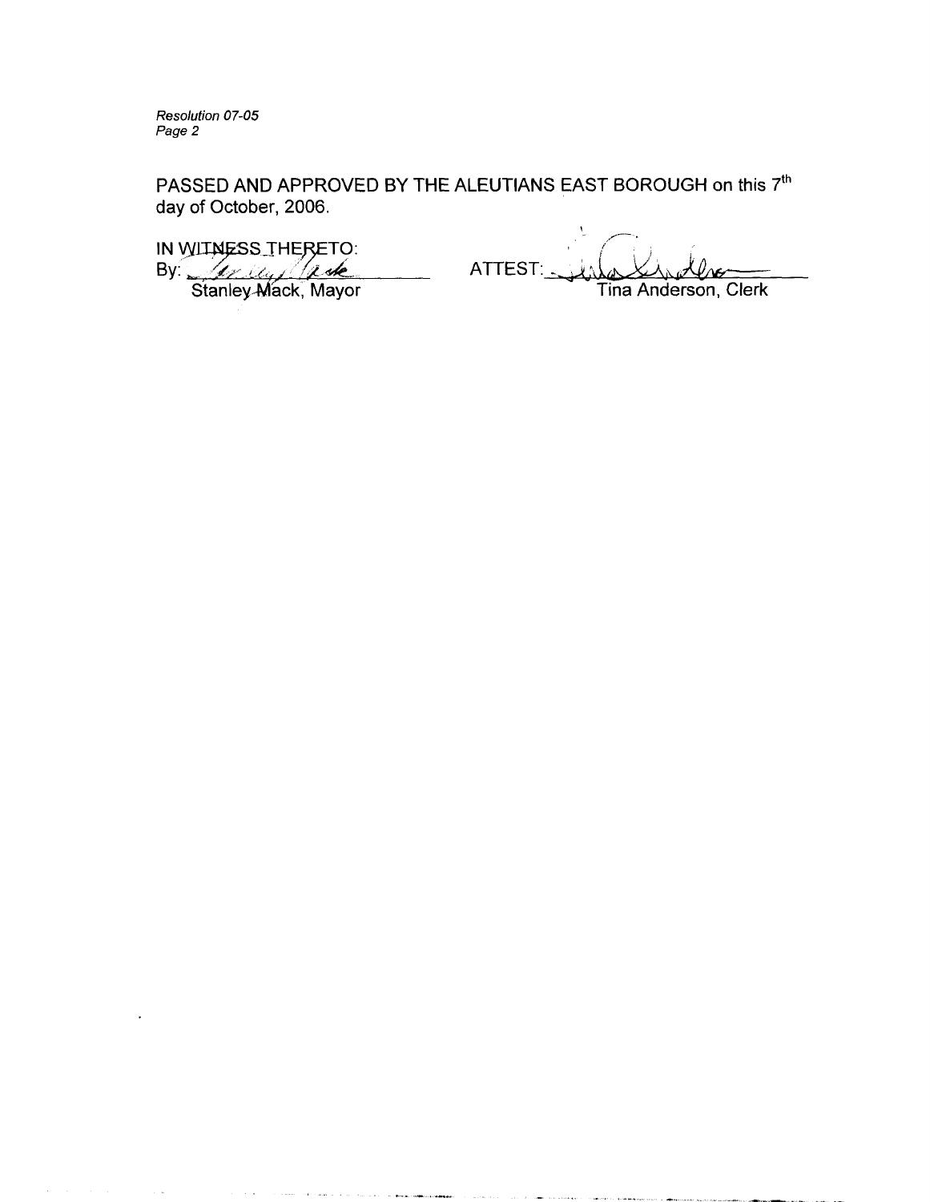PASSED AND APPROVED BY THE ALEUTIANS EAST BOROUGH on this 7th day of October, 2006.

IN WITNESS THERETO:
By: ______________________
Stanley Mack, Mayor

ATTEST: ______________________
Tina Anderson, Clerk